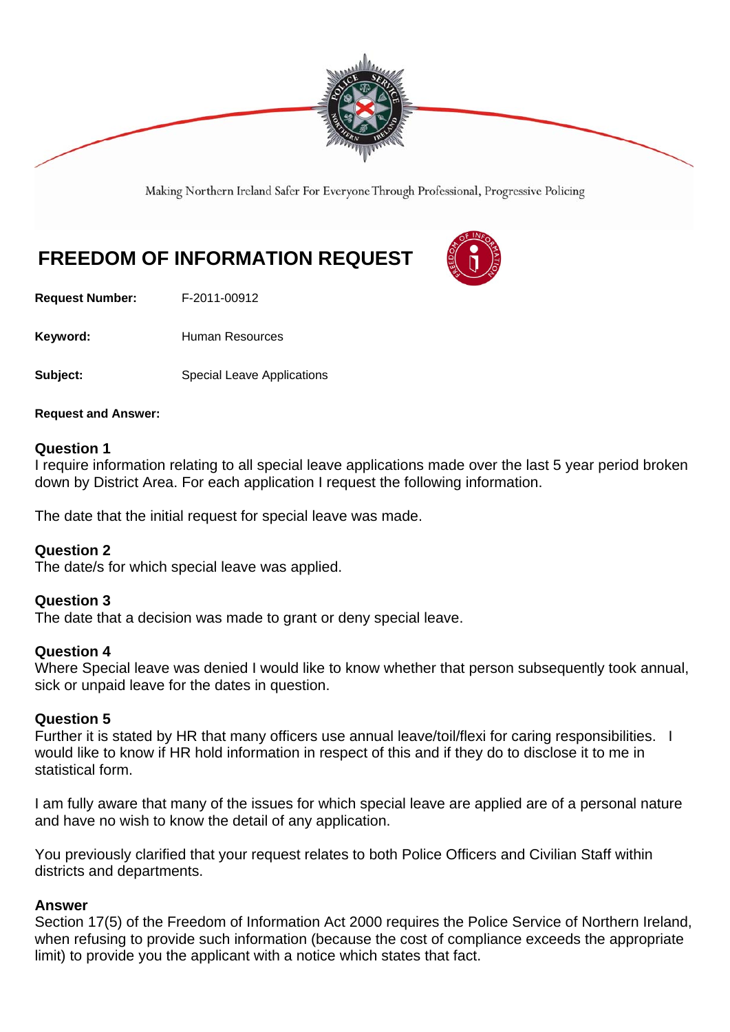Making Northern Ireland Safer For Everyone Through Professional, Progressive Policing

# FREEDOM OF INFORMATION REQUEST

**Request Number:** F-2011-00912

**Keyword:** Human Resources

**Subject:** Special Leave Applications

**Request and Answer:**

### Question 1

I require information relating to all special leave applications made over the last 5 year period broken down by District Area. For each application I request the following information.

The date that the initial request for special leave was made.

### Question 2

The date/s for which special leave was applied.

### Question 3

The date that a decision was made to grant or deny special leave.

### Question 4

Where Special leave was denied I would like to know whether that person subsequently took annual, sick or unpaid leave for the dates in question.

### Question 5

Further it is stated by HR that many officers use annual leave/toil/flexi for caring responsibilities. I would like to know if HR hold information in respect of this and if they do to disclose it to me in statistical form.

I am fully aware that many of the issues for which special leave are applied are of a personal nature and have no wish to know the detail of any application.

You previously clarified that your request relates to both Police Officers and Civilian Staff within districts and departments.

### Answer

Section 17(5) of the Freedom of Information Act 2000 requires the Police Service of Northern Ireland, when refusing to provide such information (because the cost of compliance exceeds the appropriate limit) to provide you the applicant with a notice which states that fact.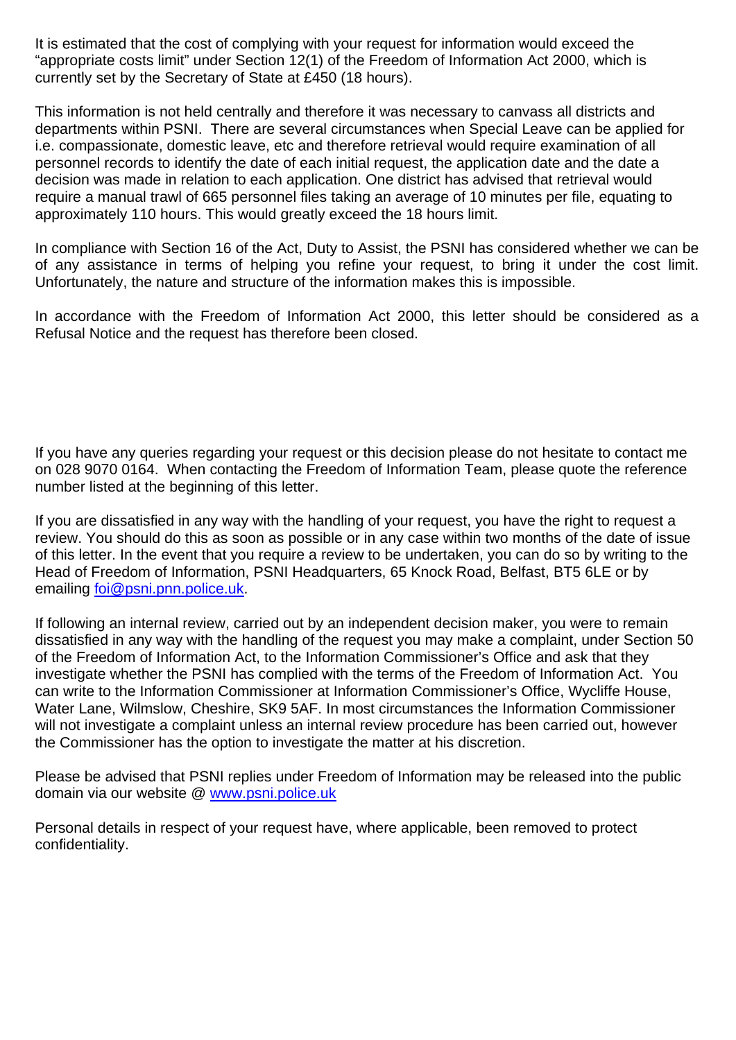It is estimated that the cost of complying with your request for information would exceed the "appropriate costs limit" under Section 12(1) of the Freedom of Information Act 2000, which is currently set by the Secretary of State at £450 (18 hours).

This information is not held centrally and therefore it was necessary to canvass all districts and departments within PSNI. There are several circumstances when Special Leave can be applied for i.e. compassionate, domestic leave, etc and therefore retrieval would require examination of all personnel records to identify the date of each initial request, the application date and the date a decision was made in relation to each application. One district has advised that retrieval would require a manual trawl of 665 personnel files taking an average of 10 minutes per file, equating to approximately 110 hours. This would greatly exceed the 18 hours limit.

In compliance with Section 16 of the Act, Duty to Assist, the PSNI has considered whether we can be of any assistance in terms of helping you refine your request, to bring it under the cost limit. Unfortunately, the nature and structure of the information makes this is impossible.

In accordance with the Freedom of Information Act 2000, this letter should be considered as a Refusal Notice and the request has therefore been closed.

If you have any queries regarding your request or this decision please do not hesitate to contact me on 028 9070 0164. When contacting the Freedom of Information Team, please quote the reference number listed at the beginning of this letter.

If you are dissatisfied in any way with the handling of your request, you have the right to request a review. You should do this as soon as possible or in any case within two months of the date of issue of this letter. In the event that you require a review to be undertaken, you can do so by writing to the Head of Freedom of Information, PSNI Headquarters, 65 Knock Road, Belfast, BT5 6LE or by emailing foi@psni.pnn.police.uk.

If following an internal review, carried out by an independent decision maker, you were to remain dissatisfied in any way with the handling of the request you may make a complaint, under Section 50 of the Freedom of Information Act, to the Information Commissioner's Office and ask that they investigate whether the PSNI has complied with the terms of the Freedom of Information Act. You can write to the Information Commissioner at Information Commissioner's Office, Wycliffe House, Water Lane, Wilmslow, Cheshire, SK9 5AF. In most circumstances the Information Commissioner will not investigate a complaint unless an internal review procedure has been carried out, however the Commissioner has the option to investigate the matter at his discretion.

Please be advised that PSNI replies under Freedom of Information may be released into the public domain via our website @ www.psni.police.uk

Personal details in respect of your request have, where applicable, been removed to protect confidentiality.